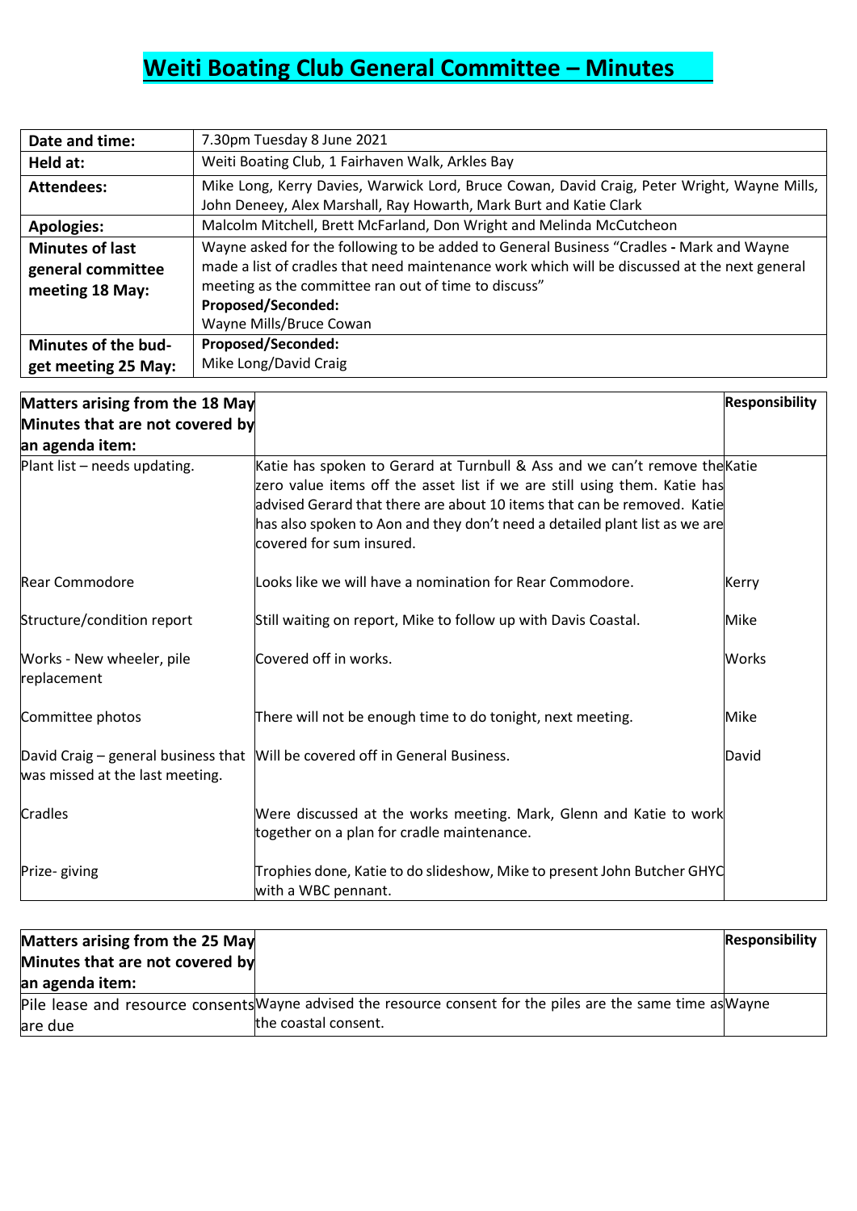# Weiti Boating Club General Committee – Minutes

| | |
|---|---|
| **Date and time:** | 7.30pm Tuesday 8 June 2021 |
| **Held at:** | Weiti Boating Club, 1 Fairhaven Walk, Arkles Bay |
| **Attendees:** | Mike Long, Kerry Davies, Warwick Lord, Bruce Cowan, David Craig, Peter Wright, Wayne Mills, John Deneey, Alex Marshall, Ray Howarth, Mark Burt and Katie Clark |
| **Apologies:** | Malcolm Mitchell, Brett McFarland, Don Wright and Melinda McCutcheon |
| **Minutes of last general committee meeting 18 May:** | Wayne asked for the following to be added to General Business "Cradles - Mark and Wayne made a list of cradles that need maintenance work which will be discussed at the next general meeting as the committee ran out of time to discuss"<br>**Proposed/Seconded:**<br>Wayne Mills/Bruce Cowan |
| **Minutes of the budget meeting 25 May:** | **Proposed/Seconded:**<br>Mike Long/David Craig |

| **Matters arising from the 18 May Minutes that are not covered by an agenda item:** | | **Responsibility** |
|---|---|---|
| Plant list – needs updating. | Katie has spoken to Gerard at Turnbull & Ass and we can't remove the zero value items off the asset list if we are still using them. Katie has advised Gerard that there are about 10 items that can be removed. Katie has also spoken to Aon and they don't need a detailed plant list as we are covered for sum insured. | Katie |
| Rear Commodore | Looks like we will have a nomination for Rear Commodore. | Kerry |
| Structure/condition report | Still waiting on report, Mike to follow up with Davis Coastal. | Mike |
| Works - New wheeler, pile replacement | Covered off in works. | Works |
| Committee photos | There will not be enough time to do tonight, next meeting. | Mike |
| David Craig – general business that was missed at the last meeting. | Will be covered off in General Business. | David |
| Cradles | Were discussed at the works meeting. Mark, Glenn and Katie to work together on a plan for cradle maintenance. | |
| Prize- giving | Trophies done, Katie to do slideshow, Mike to present John Butcher GHYC with a WBC pennant. | |

| **Matters arising from the 25 May Minutes that are not covered by an agenda item:** | | **Responsibility** |
|---|---|---|
| Pile lease and resource consents are due | Wayne advised the resource consent for the piles are the same time as the coastal consent. | Wayne |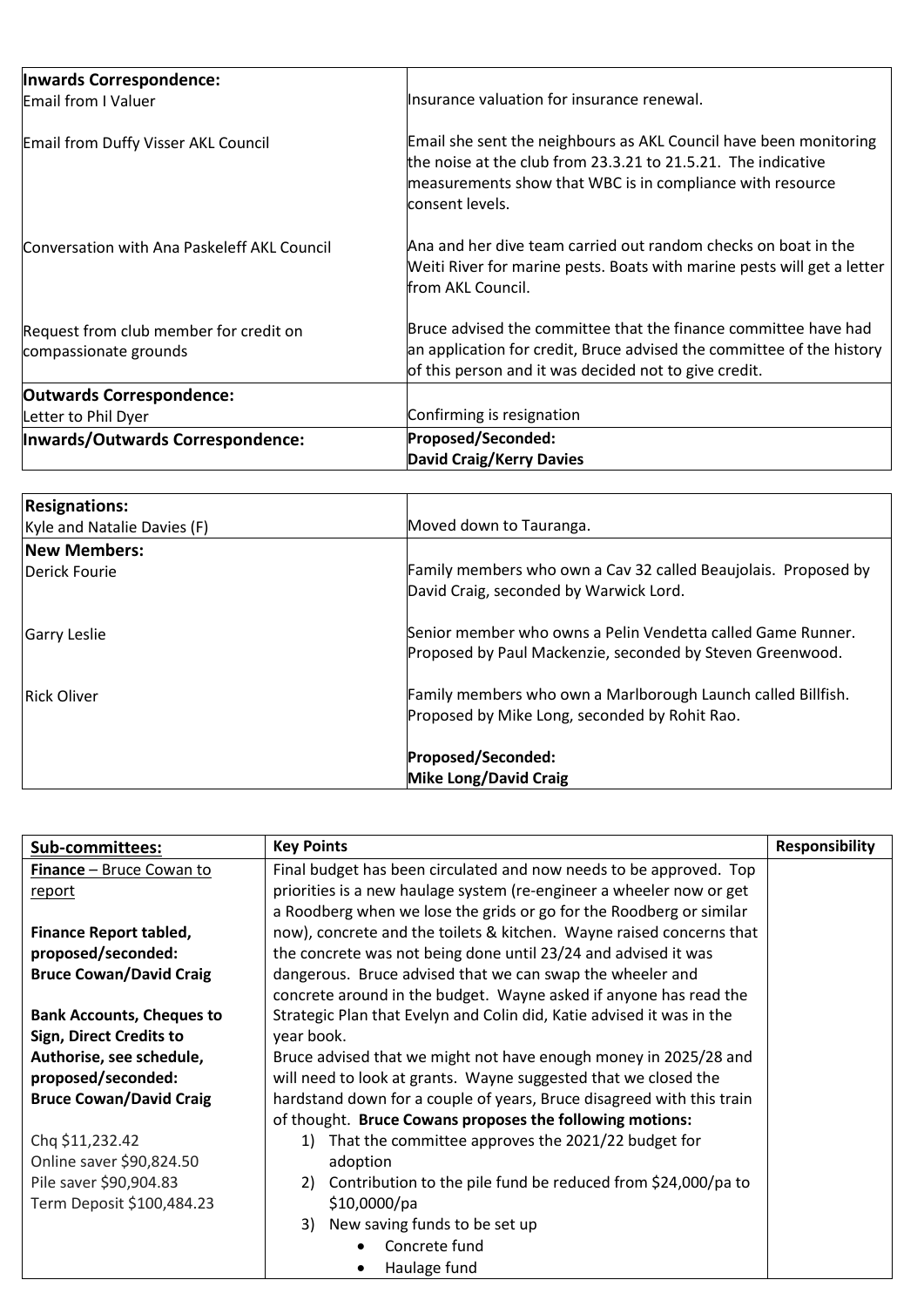| **Inwards Correspondence:** | |
|---|---|
| Email from I Valuer | Insurance valuation for insurance renewal. |
| Email from Duffy Visser AKL Council | Email she sent the neighbours as AKL Council have been monitoring the noise at the club from 23.3.21 to 21.5.21. The indicative measurements show that WBC is in compliance with resource consent levels. |
| Conversation with Ana Paskeleff AKL Council | Ana and her dive team carried out random checks on boat in the Weiti River for marine pests. Boats with marine pests will get a letter from AKL Council. |
| Request from club member for credit on compassionate grounds | Bruce advised the committee that the finance committee have had an application for credit, Bruce advised the committee of the history of this person and it was decided not to give credit. |
| **Outwards Correspondence:** | |
| Letter to Phil Dyer | Confirming is resignation |
| **Inwards/Outwards Correspondence:** | **Proposed/Seconded:** **David Craig/Kerry Davies** |

| **Resignations:** | |
|---|---|
| Kyle and Natalie Davies (F) | Moved down to Tauranga. |
| **New Members:** | |
| Derick Fourie | Family members who own a Cav 32 called Beaujolais. Proposed by David Craig, seconded by Warwick Lord. |
| Garry Leslie | Senior member who owns a Pelin Vendetta called Game Runner. Proposed by Paul Mackenzie, seconded by Steven Greenwood. |
| Rick Oliver | Family members who own a Marlborough Launch called Billfish. Proposed by Mike Long, seconded by Rohit Rao. |
| | **Proposed/Seconded:** **Mike Long/David Craig** |

| **Sub-committees:** | **Key Points** | **Responsibility** |
|---|---|---|
| **Finance** – Bruce Cowan to report<br><br>**Finance Report tabled, proposed/seconded: Bruce Cowan/David Craig**<br><br>**Bank Accounts, Cheques to Sign, Direct Credits to Authorise, see schedule, proposed/seconded: Bruce Cowan/David Craig**<br><br>Chq $11,232.42<br>Online saver $90,824.50<br>Pile saver $90,904.83<br>Term Deposit $100,484.23 | Final budget has been circulated and now needs to be approved. Top priorities is a new haulage system (re-engineer a wheeler now or get a Roodberg when we lose the grids or go for the Roodberg or similar now), concrete and the toilets & kitchen. Wayne raised concerns that the concrete was not being done until 23/24 and advised it was dangerous. Bruce advised that we can swap the wheeler and concrete around in the budget. Wayne asked if anyone has read the Strategic Plan that Evelyn and Colin did, Katie advised it was in the year book.<br>Bruce advised that we might not have enough money in 2025/28 and will need to look at grants. Wayne suggested that we closed the hardstand down for a couple of years, Bruce disagreed with this train of thought. **Bruce Cowans proposes the following motions:**<br>1) That the committee approves the 2021/22 budget for adoption<br>2) Contribution to the pile fund be reduced from $24,000/pa to $10,0000/pa<br>3) New saving funds to be set up<br>• Concrete fund<br>• Haulage fund | |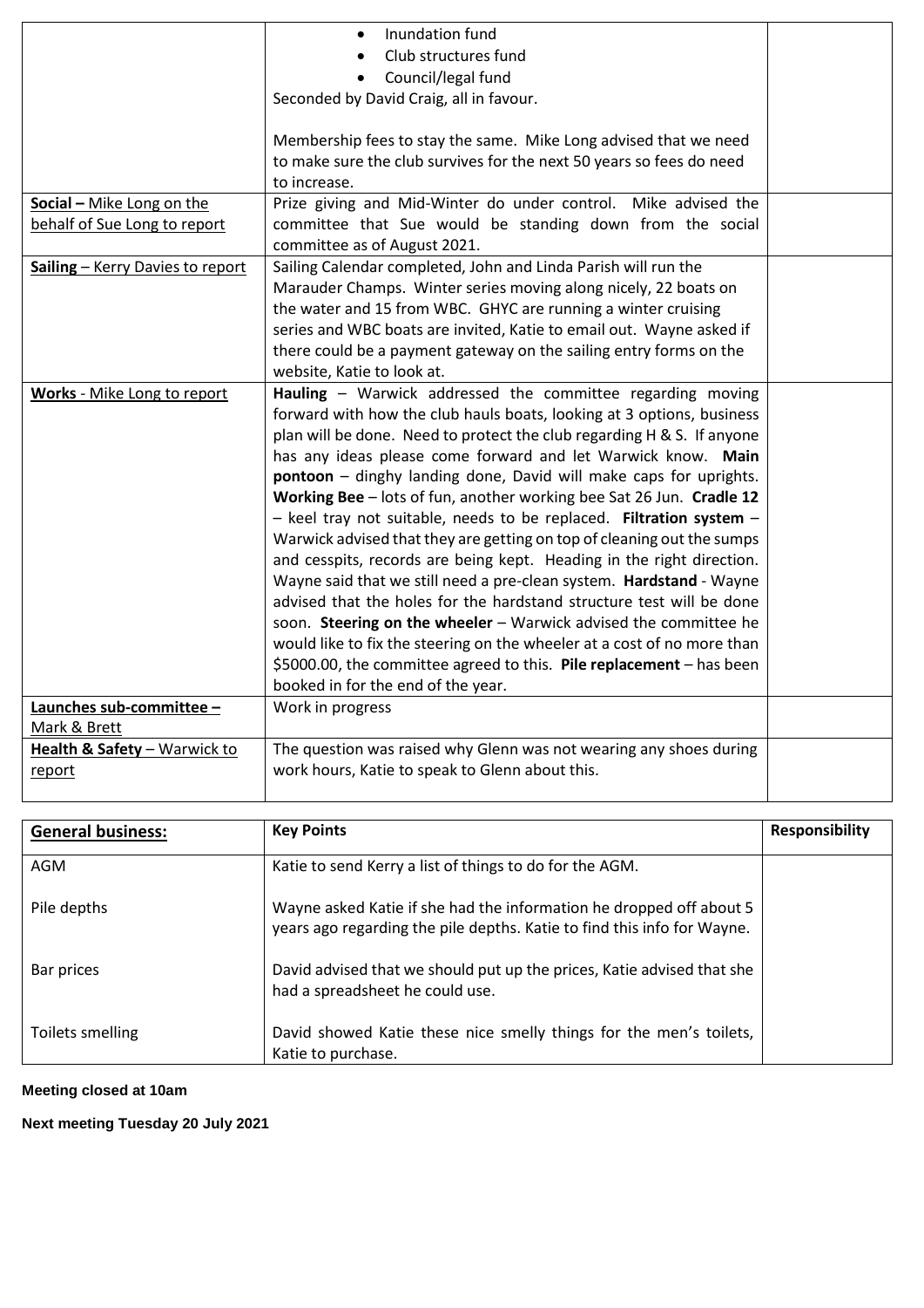| | | |
|---|---|---|
| | • Inundation fund<br>• Club structures fund<br>• Council/legal fund<br>Seconded by David Craig, all in favour.<br><br>Membership fees to stay the same. Mike Long advised that we need to make sure the club survives for the next 50 years so fees do need to increase. | |
| **Social** – Mike Long on the behalf of Sue Long to report | Prize giving and Mid-Winter do under control. Mike advised the committee that Sue would be standing down from the social committee as of August 2021. | |
| **Sailing** – Kerry Davies to report | Sailing Calendar completed, John and Linda Parish will run the Marauder Champs. Winter series moving along nicely, 22 boats on the water and 15 from WBC. GHYC are running a winter cruising series and WBC boats are invited, Katie to email out. Wayne asked if there could be a payment gateway on the sailing entry forms on the website, Katie to look at. | |
| **Works** - Mike Long to report | **Hauling** – Warwick addressed the committee regarding moving forward with how the club hauls boats, looking at 3 options, business plan will be done. Need to protect the club regarding H & S. If anyone has any ideas please come forward and let Warwick know. **Main pontoon** – dinghy landing done, David will make caps for uprights. **Working Bee** – lots of fun, another working bee Sat 26 Jun. **Cradle 12** – keel tray not suitable, needs to be replaced. **Filtration system** – Warwick advised that they are getting on top of cleaning out the sumps and cesspits, records are being kept. Heading in the right direction. Wayne said that we still need a pre-clean system. **Hardstand** - Wayne advised that the holes for the hardstand structure test will be done soon. **Steering on the wheeler** – Warwick advised the committee he would like to fix the steering on the wheeler at a cost of no more than $5000.00, the committee agreed to this. **Pile replacement** – has been booked in for the end of the year. | |
| **Launches sub-committee** – Mark & Brett | Work in progress | |
| **Health & Safety** – Warwick to report | The question was raised why Glenn was not wearing any shoes during work hours, Katie to speak to Glenn about this. | |

| **General business:** | **Key Points** | **Responsibility** |
|---|---|---|
| AGM | Katie to send Kerry a list of things to do for the AGM. | |
| Pile depths | Wayne asked Katie if she had the information he dropped off about 5 years ago regarding the pile depths. Katie to find this info for Wayne. | |
| Bar prices | David advised that we should put up the prices, Katie advised that she had a spreadsheet he could use. | |
| Toilets smelling | David showed Katie these nice smelly things for the men's toilets, Katie to purchase. | |

**Meeting closed at 10am**

**Next meeting Tuesday 20 July 2021**